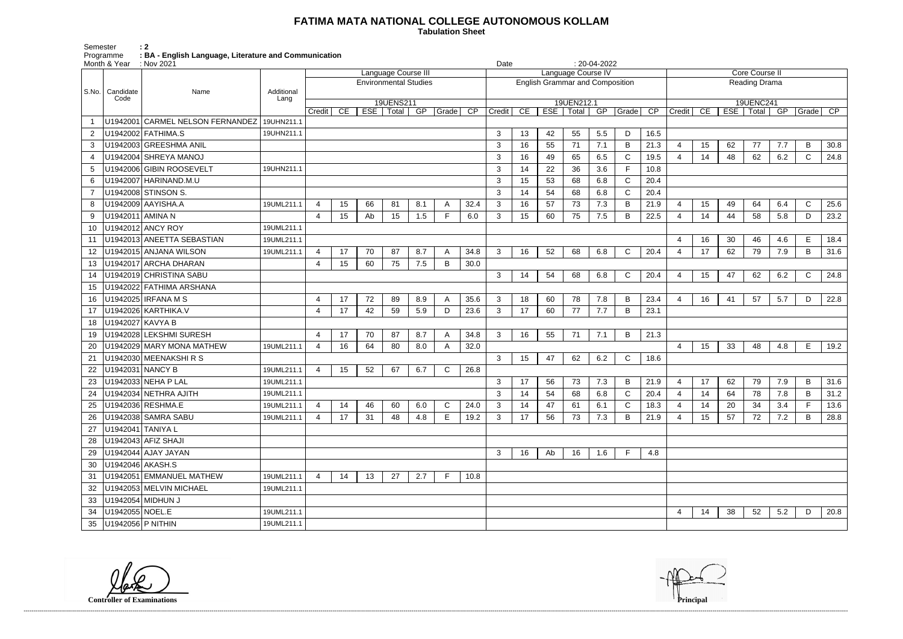# FATIMA MATA NATIONAL COLLEGE AUTONOMOUS KOLLAM

**Tabulation Sheet**

Semester : 2
Programme : BA - English Language, Literature and Communication
Month & Year : Nov 2021 Date : 20-04-2022

| S.No. | Candidate Code | Name | Additional Lang | Language Course III | | | | | | | Language Course IV | | | | | | | Core Course II | | | | | | |
|---|---|---|---|---|---|---|---|---|---|---|---|---|---|---|---|---|---|---|---|---|---|---|---|---|
| | | | | Environmental Studies | | | | | | | English Grammar and Composition | | | | | | | Reading Drama | | | | | | |
| | | | | 19UENS211 | | | | | | | 19UEN212.1 | | | | | | | 19UENC241 | | | | | | |
| | | | | Credit | CE | ESE | Total | GP | Grade | CP | Credit | CE | ESE | Total | GP | Grade | CP | Credit | CE | ESE | Total | GP | Grade | CP |
| 1 | U1942001 | CARMEL NELSON FERNANDEZ | 19UHN211.1 | | | | | | | | | | | | | | | | | | | | | |
| 2 | U1942002 | FATHIMA.S | 19UHN211.1 | | | | | | | | 3 | 13 | 42 | 55 | 5.5 | D | 16.5 | | | | | | | |
| 3 | U1942003 | GREESHMA ANIL | | | | | | | | | 3 | 16 | 55 | 71 | 7.1 | B | 21.3 | 4 | 15 | 62 | 77 | 7.7 | B | 30.8 |
| 4 | U1942004 | SHREYA MANOJ | | | | | | | | | 3 | 16 | 49 | 65 | 6.5 | C | 19.5 | 4 | 14 | 48 | 62 | 6.2 | C | 24.8 |
| 5 | U1942006 | GIBIN ROOSEVELT | 19UHN211.1 | | | | | | | | 3 | 14 | 22 | 36 | 3.6 | F | 10.8 | | | | | | | |
| 6 | U1942007 | HARINAND.M.U | | | | | | | | | 3 | 15 | 53 | 68 | 6.8 | C | 20.4 | | | | | | | |
| 7 | U1942008 | STINSON S. | | | | | | | | | 3 | 14 | 54 | 68 | 6.8 | C | 20.4 | | | | | | | |
| 8 | U1942009 | AAYISHA.A | 19UML211.1 | 4 | 15 | 66 | 81 | 8.1 | A | 32.4 | 3 | 16 | 57 | 73 | 7.3 | B | 21.9 | 4 | 15 | 49 | 64 | 6.4 | C | 25.6 |
| 9 | U1942011 | AMINA N | | 4 | 15 | Ab | 15 | 1.5 | F | 6.0 | 3 | 15 | 60 | 75 | 7.5 | B | 22.5 | 4 | 14 | 44 | 58 | 5.8 | D | 23.2 |
| 10 | U1942012 | ANCY ROY | 19UML211.1 | | | | | | | | | | | | | | | | | | | | | |
| 11 | U1942013 | ANEETTA SEBASTIAN | 19UML211.1 | | | | | | | | | | | | | | | 4 | 16 | 30 | 46 | 4.6 | E | 18.4 |
| 12 | U1942015 | ANJANA WILSON | 19UML211.1 | 4 | 17 | 70 | 87 | 8.7 | A | 34.8 | 3 | 16 | 52 | 68 | 6.8 | C | 20.4 | 4 | 17 | 62 | 79 | 7.9 | B | 31.6 |
| 13 | U1942017 | ARCHA DHARAN | | 4 | 15 | 60 | 75 | 7.5 | B | 30.0 | | | | | | | | | | | | | | |
| 14 | U1942019 | CHRISTINA SABU | | | | | | | | | 3 | 14 | 54 | 68 | 6.8 | C | 20.4 | 4 | 15 | 47 | 62 | 6.2 | C | 24.8 |
| 15 | U1942022 | FATHIMA ARSHANA | | | | | | | | | | | | | | | | | | | | | | |
| 16 | U1942025 | IRFANA M S | | 4 | 17 | 72 | 89 | 8.9 | A | 35.6 | 3 | 18 | 60 | 78 | 7.8 | B | 23.4 | 4 | 16 | 41 | 57 | 5.7 | D | 22.8 |
| 17 | U1942026 | KARTHIKA.V | | 4 | 17 | 42 | 59 | 5.9 | D | 23.6 | 3 | 17 | 60 | 77 | 7.7 | B | 23.1 | | | | | | | |
| 18 | U1942027 | KAVYA B | | | | | | | | | | | | | | | | | | | | | | |
| 19 | U1942028 | LEKSHMI SURESH | | 4 | 17 | 70 | 87 | 8.7 | A | 34.8 | 3 | 16 | 55 | 71 | 7.1 | B | 21.3 | | | | | | | |
| 20 | U1942029 | MARY MONA MATHEW | 19UML211.1 | 4 | 16 | 64 | 80 | 8.0 | A | 32.0 | | | | | | | | 4 | 15 | 33 | 48 | 4.8 | E | 19.2 |
| 21 | U1942030 | MEENAKSHI R S | | | | | | | | | 3 | 15 | 47 | 62 | 6.2 | C | 18.6 | | | | | | | |
| 22 | U1942031 | NANCY B | 19UML211.1 | 4 | 15 | 52 | 67 | 6.7 | C | 26.8 | | | | | | | | | | | | | | |
| 23 | U1942033 | NEHA P LAL | 19UML211.1 | | | | | | | | 3 | 17 | 56 | 73 | 7.3 | B | 21.9 | 4 | 17 | 62 | 79 | 7.9 | B | 31.6 |
| 24 | U1942034 | NETHRA AJITH | 19UML211.1 | | | | | | | | 3 | 14 | 54 | 68 | 6.8 | C | 20.4 | 4 | 14 | 64 | 78 | 7.8 | B | 31.2 |
| 25 | U1942036 | RESHMA.E | 19UML211.1 | 4 | 14 | 46 | 60 | 6.0 | C | 24.0 | 3 | 14 | 47 | 61 | 6.1 | C | 18.3 | 4 | 14 | 20 | 34 | 3.4 | F | 13.6 |
| 26 | U1942038 | SAMRA SABU | 19UML211.1 | 4 | 17 | 31 | 48 | 4.8 | E | 19.2 | 3 | 17 | 56 | 73 | 7.3 | B | 21.9 | 4 | 15 | 57 | 72 | 7.2 | B | 28.8 |
| 27 | U1942041 | TANIYA L | | | | | | | | | | | | | | | | | | | | | | |
| 28 | U1942043 | AFIZ SHAJI | | | | | | | | | | | | | | | | | | | | | | |
| 29 | U1942044 | AJAY JAYAN | | | | | | | | | 3 | 16 | Ab | 16 | 1.6 | F | 4.8 | | | | | | | |
| 30 | U1942046 | AKASH.S | | | | | | | | | | | | | | | | | | | | | | |
| 31 | U1942051 | EMMANUEL MATHEW | 19UML211.1 | 4 | 14 | 13 | 27 | 2.7 | F | 10.8 | | | | | | | | | | | | | | |
| 32 | U1942053 | MELVIN MICHAEL | 19UML211.1 | | | | | | | | | | | | | | | | | | | | | |
| 33 | U1942054 | MIDHUN J | | | | | | | | | | | | | | | | | | | | | | |
| 34 | U1942055 | NOEL.E | 19UML211.1 | | | | | | | | | | | | | | | 4 | 14 | 38 | 52 | 5.2 | D | 20.8 |
| 35 | U1942056 | P NITHIN | 19UML211.1 | | | | | | | | | | | | | | | | | | | | | |

**Controller of Examinations** **Principal**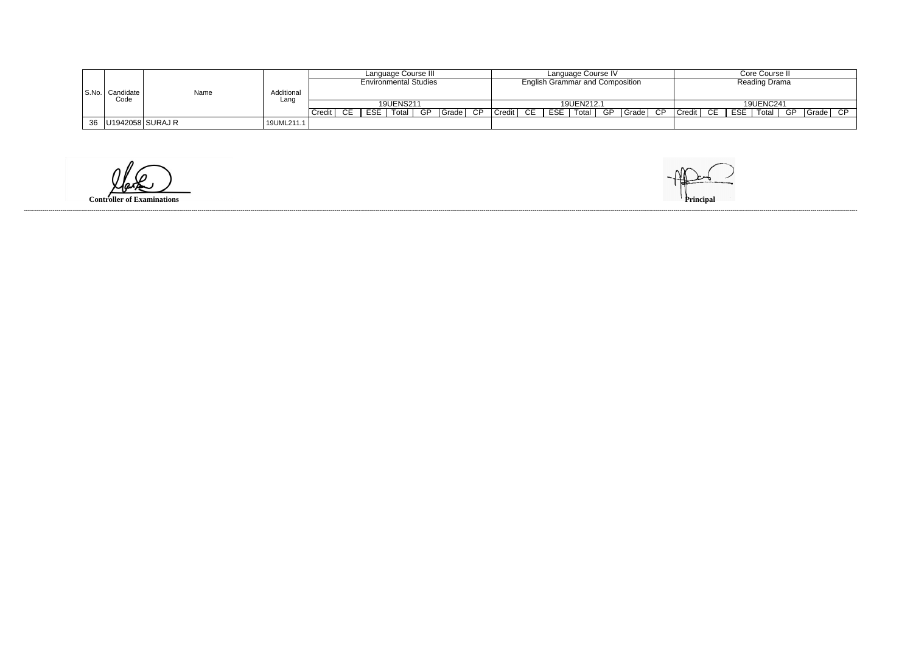| S.No. | Candidate Code | Name | Additional Lang | Language Course III | | | | | | | Language Course IV | | | | | | | Core Course II | | | | | | |
|---|---|---|---|---|---|---|---|---|---|---|---|---|---|---|---|---|---|---|---|---|---|---|---|---|
| | | | | Environmental Studies | | | | | | | English Grammar and Composition | | | | | | | Reading Drama | | | | | | |
| | | | | 19UENS211 | | | | | | | 19UEN212.1 | | | | | | | 19UENC241 | | | | | | |
| | | | | Credit | CE | ESE | Total | GP | Grade | CP | Credit | CE | ESE | Total | GP | Grade | CP | Credit | CE | ESE | Total | GP | Grade | CP |
| 36 | U1942058 | SURAJ R | 19UML211.1 | | | | | | | | | | | | | | | | | | | | | |

**Controller of Examinations**

**Principal**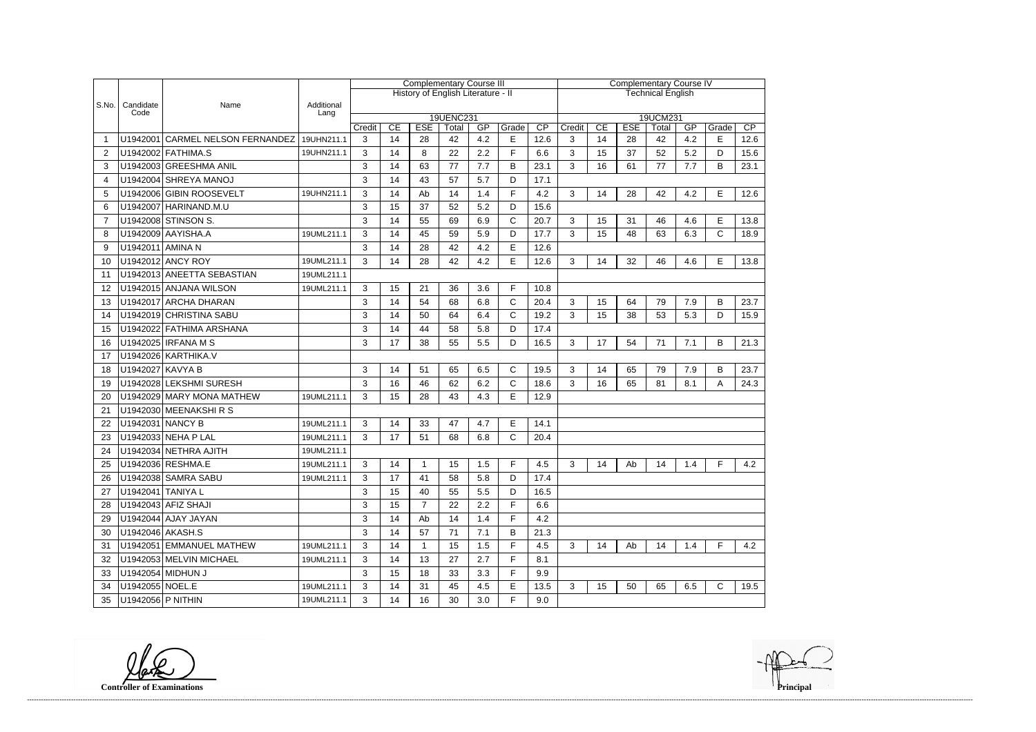| S.No. | Candidate Code | Name | Additional Lang | Complementary Course III | | | | | | | Complementary Course IV | | | | | | |
|---|---|---|---|---|---|---|---|---|---|---|---|---|---|---|---|---|---|
| | | | | History of English Literature - II | | | | | | | Technical English | | | | | | |
| | | | | 19UENC231 | | | | | | | 19UCM231 | | | | | | |
| | | | | Credit | CE | ESE | Total | GP | Grade | CP | Credit | CE | ESE | Total | GP | Grade | CP |
| 1 | U1942001 | CARMEL NELSON FERNANDEZ | 19UHN211.1 | 3 | 14 | 28 | 42 | 4.2 | E | 12.6 | 3 | 14 | 28 | 42 | 4.2 | E | 12.6 |
| 2 | U1942002 | FATHIMA.S | 19UHN211.1 | 3 | 14 | 8 | 22 | 2.2 | F | 6.6 | 3 | 15 | 37 | 52 | 5.2 | D | 15.6 |
| 3 | U1942003 | GREESHMA ANIL | | 3 | 14 | 63 | 77 | 7.7 | B | 23.1 | 3 | 16 | 61 | 77 | 7.7 | B | 23.1 |
| 4 | U1942004 | SHREYA MANOJ | | 3 | 14 | 43 | 57 | 5.7 | D | 17.1 | | | | | | | |
| 5 | U1942006 | GIBIN ROOSEVELT | 19UHN211.1 | 3 | 14 | Ab | 14 | 1.4 | F | 4.2 | 3 | 14 | 28 | 42 | 4.2 | E | 12.6 |
| 6 | U1942007 | HARINAND.M.U | | 3 | 15 | 37 | 52 | 5.2 | D | 15.6 | | | | | | | |
| 7 | U1942008 | STINSON S. | | 3 | 14 | 55 | 69 | 6.9 | C | 20.7 | 3 | 15 | 31 | 46 | 4.6 | E | 13.8 |
| 8 | U1942009 | AAYISHA.A | 19UML211.1 | 3 | 14 | 45 | 59 | 5.9 | D | 17.7 | 3 | 15 | 48 | 63 | 6.3 | C | 18.9 |
| 9 | U1942011 | AMINA N | | 3 | 14 | 28 | 42 | 4.2 | E | 12.6 | | | | | | | |
| 10 | U1942012 | ANCY ROY | 19UML211.1 | 3 | 14 | 28 | 42 | 4.2 | E | 12.6 | 3 | 14 | 32 | 46 | 4.6 | E | 13.8 |
| 11 | U1942013 | ANEETTA SEBASTIAN | 19UML211.1 | | | | | | | | | | | | | | |
| 12 | U1942015 | ANJANA WILSON | 19UML211.1 | 3 | 15 | 21 | 36 | 3.6 | F | 10.8 | | | | | | | |
| 13 | U1942017 | ARCHA DHARAN | | 3 | 14 | 54 | 68 | 6.8 | C | 20.4 | 3 | 15 | 64 | 79 | 7.9 | B | 23.7 |
| 14 | U1942019 | CHRISTINA SABU | | 3 | 14 | 50 | 64 | 6.4 | C | 19.2 | 3 | 15 | 38 | 53 | 5.3 | D | 15.9 |
| 15 | U1942022 | FATHIMA ARSHANA | | 3 | 14 | 44 | 58 | 5.8 | D | 17.4 | | | | | | | |
| 16 | U1942025 | IRFANA M S | | 3 | 17 | 38 | 55 | 5.5 | D | 16.5 | 3 | 17 | 54 | 71 | 7.1 | B | 21.3 |
| 17 | U1942026 | KARTHIKA.V | | | | | | | | | | | | | | | |
| 18 | U1942027 | KAVYA B | | 3 | 14 | 51 | 65 | 6.5 | C | 19.5 | 3 | 14 | 65 | 79 | 7.9 | B | 23.7 |
| 19 | U1942028 | LEKSHMI SURESH | | 3 | 16 | 46 | 62 | 6.2 | C | 18.6 | 3 | 16 | 65 | 81 | 8.1 | A | 24.3 |
| 20 | U1942029 | MARY MONA MATHEW | 19UML211.1 | 3 | 15 | 28 | 43 | 4.3 | E | 12.9 | | | | | | | |
| 21 | U1942030 | MEENAKSHI R S | | | | | | | | | | | | | | | |
| 22 | U1942031 | NANCY B | 19UML211.1 | 3 | 14 | 33 | 47 | 4.7 | E | 14.1 | | | | | | | |
| 23 | U1942033 | NEHA P LAL | 19UML211.1 | 3 | 17 | 51 | 68 | 6.8 | C | 20.4 | | | | | | | |
| 24 | U1942034 | NETHRA AJITH | 19UML211.1 | | | | | | | | | | | | | | |
| 25 | U1942036 | RESHMA.E | 19UML211.1 | 3 | 14 | 1 | 15 | 1.5 | F | 4.5 | 3 | 14 | Ab | 14 | 1.4 | F | 4.2 |
| 26 | U1942038 | SAMRA SABU | 19UML211.1 | 3 | 17 | 41 | 58 | 5.8 | D | 17.4 | | | | | | | |
| 27 | U1942041 | TANIYA L | | 3 | 15 | 40 | 55 | 5.5 | D | 16.5 | | | | | | | |
| 28 | U1942043 | AFIZ SHAJI | | 3 | 15 | 7 | 22 | 2.2 | F | 6.6 | | | | | | | |
| 29 | U1942044 | AJAY JAYAN | | 3 | 14 | Ab | 14 | 1.4 | F | 4.2 | | | | | | | |
| 30 | U1942046 | AKASH.S | | 3 | 14 | 57 | 71 | 7.1 | B | 21.3 | | | | | | | |
| 31 | U1942051 | EMMANUEL MATHEW | 19UML211.1 | 3 | 14 | 1 | 15 | 1.5 | F | 4.5 | 3 | 14 | Ab | 14 | 1.4 | F | 4.2 |
| 32 | U1942053 | MELVIN MICHAEL | 19UML211.1 | 3 | 14 | 13 | 27 | 2.7 | F | 8.1 | | | | | | | |
| 33 | U1942054 | MIDHUN J | | 3 | 15 | 18 | 33 | 3.3 | F | 9.9 | | | | | | | |
| 34 | U1942055 | NOEL.E | 19UML211.1 | 3 | 14 | 31 | 45 | 4.5 | E | 13.5 | 3 | 15 | 50 | 65 | 6.5 | C | 19.5 |
| 35 | U1942056 | P NITHIN | 19UML211.1 | 3 | 14 | 16 | 30 | 3.0 | F | 9.0 | | | | | | | |

**Controller of Examinations** **Principal**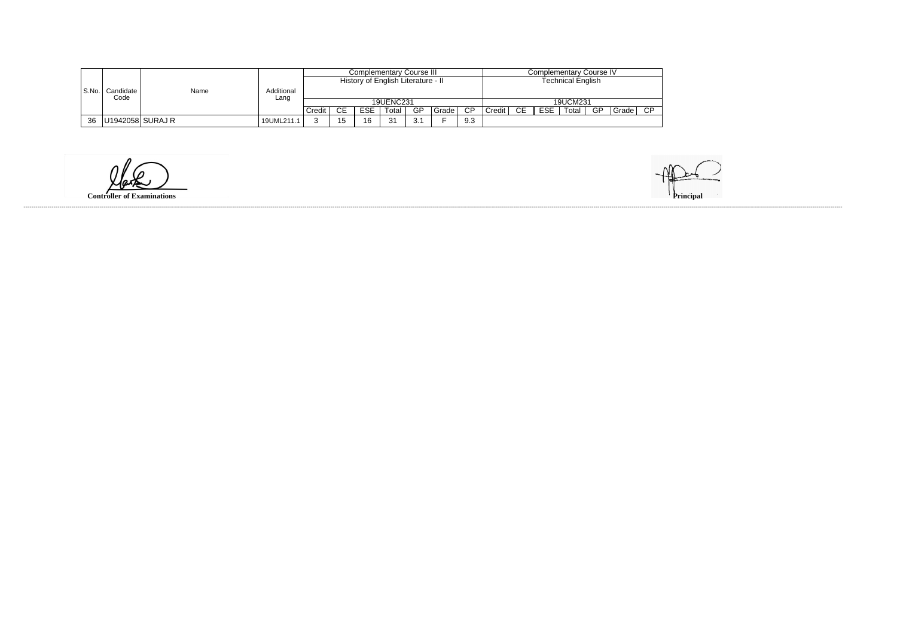| S.No. | Candidate Code | Name | Additional Lang | Complementary Course III History of English Literature - II 19UENC231 | | | | | | | Complementary Course IV Technical English 19UCM231 | | | | | | |
|---|---|---|---|---|---|---|---|---|---|---|---|---|---|---|---|---|---|
| | | | | Credit | CE | ESE | Total | GP | Grade | CP | Credit | CE | ESE | Total | GP | Grade | CP |
| 36 | U1942058 | SURAJ R | 19UML211.1 | 3 | 15 | 16 | 31 | 3.1 | F | 9.3 | | | | | | | |

**Controller of Examinations**

**Principal**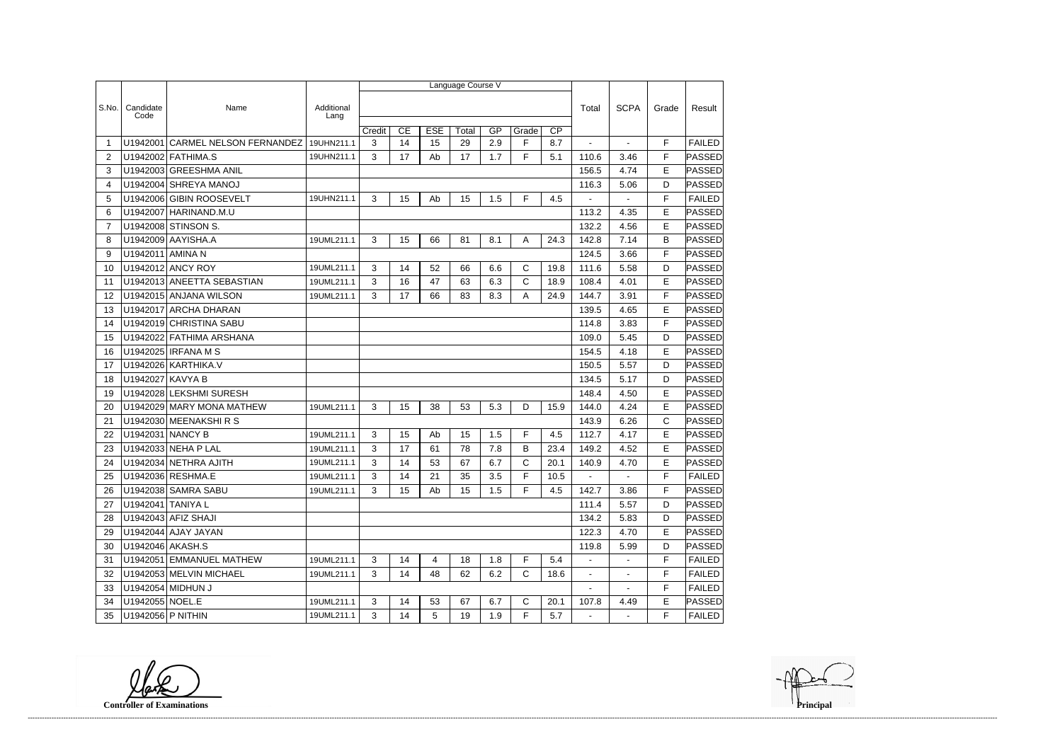| S.No. | Candidate Code | Name | Additional Lang | Language Course V | | | | | | | | Total | SCPA | Grade | Result |
|---|---|---|---|---|---|---|---|---|---|---|---|---|---|---|---|
| | | | | Credit | CE | ESE | Total | GP | Grade | CP | | | | | |
| 1 | U1942001 | CARMEL NELSON FERNANDEZ | 19UHN211.1 | 3 | 14 | 15 | 29 | 2.9 | F | 8.7 | - | - | F | FAILED |
| 2 | U1942002 | FATHIMA.S | 19UHN211.1 | 3 | 17 | Ab | 17 | 1.7 | F | 5.1 | 110.6 | 3.46 | F | PASSED |
| 3 | U1942003 | GREESHMA ANIL | | | | | | | | | 156.5 | 4.74 | E | PASSED |
| 4 | U1942004 | SHREYA MANOJ | | | | | | | | | 116.3 | 5.06 | D | PASSED |
| 5 | U1942006 | GIBIN ROOSEVELT | 19UHN211.1 | 3 | 15 | Ab | 15 | 1.5 | F | 4.5 | - | - | F | FAILED |
| 6 | U1942007 | HARINAND.M.U | | | | | | | | | 113.2 | 4.35 | E | PASSED |
| 7 | U1942008 | STINSON S. | | | | | | | | | 132.2 | 4.56 | E | PASSED |
| 8 | U1942009 | AAYISHA.A | 19UML211.1 | 3 | 15 | 66 | 81 | 8.1 | A | 24.3 | 142.8 | 7.14 | B | PASSED |
| 9 | U1942011 | AMINA N | | | | | | | | | 124.5 | 3.66 | F | PASSED |
| 10 | U1942012 | ANCY ROY | 19UML211.1 | 3 | 14 | 52 | 66 | 6.6 | C | 19.8 | 111.6 | 5.58 | D | PASSED |
| 11 | U1942013 | ANEETTA SEBASTIAN | 19UML211.1 | 3 | 16 | 47 | 63 | 6.3 | C | 18.9 | 108.4 | 4.01 | E | PASSED |
| 12 | U1942015 | ANJANA WILSON | 19UML211.1 | 3 | 17 | 66 | 83 | 8.3 | A | 24.9 | 144.7 | 3.91 | F | PASSED |
| 13 | U1942017 | ARCHA DHARAN | | | | | | | | | 139.5 | 4.65 | E | PASSED |
| 14 | U1942019 | CHRISTINA SABU | | | | | | | | | 114.8 | 3.83 | F | PASSED |
| 15 | U1942022 | FATHIMA ARSHANA | | | | | | | | | 109.0 | 5.45 | D | PASSED |
| 16 | U1942025 | IRFANA M S | | | | | | | | | 154.5 | 4.18 | E | PASSED |
| 17 | U1942026 | KARTHIKA.V | | | | | | | | | 150.5 | 5.57 | D | PASSED |
| 18 | U1942027 | KAVYA B | | | | | | | | | 134.5 | 5.17 | D | PASSED |
| 19 | U1942028 | LEKSHMI SURESH | | | | | | | | | 148.4 | 4.50 | E | PASSED |
| 20 | U1942029 | MARY MONA MATHEW | 19UML211.1 | 3 | 15 | 38 | 53 | 5.3 | D | 15.9 | 144.0 | 4.24 | E | PASSED |
| 21 | U1942030 | MEENAKSHI R S | | | | | | | | | 143.9 | 6.26 | C | PASSED |
| 22 | U1942031 | NANCY B | 19UML211.1 | 3 | 15 | Ab | 15 | 1.5 | F | 4.5 | 112.7 | 4.17 | E | PASSED |
| 23 | U1942033 | NEHA P LAL | 19UML211.1 | 3 | 17 | 61 | 78 | 7.8 | B | 23.4 | 149.2 | 4.52 | E | PASSED |
| 24 | U1942034 | NETHRA AJITH | 19UML211.1 | 3 | 14 | 53 | 67 | 6.7 | C | 20.1 | 140.9 | 4.70 | E | PASSED |
| 25 | U1942036 | RESHMA.E | 19UML211.1 | 3 | 14 | 21 | 35 | 3.5 | F | 10.5 | - | - | F | FAILED |
| 26 | U1942038 | SAMRA SABU | 19UML211.1 | 3 | 15 | Ab | 15 | 1.5 | F | 4.5 | 142.7 | 3.86 | F | PASSED |
| 27 | U1942041 | TANIYA L | | | | | | | | | 111.4 | 5.57 | D | PASSED |
| 28 | U1942043 | AFIZ SHAJI | | | | | | | | | 134.2 | 5.83 | D | PASSED |
| 29 | U1942044 | AJAY JAYAN | | | | | | | | | 122.3 | 4.70 | E | PASSED |
| 30 | U1942046 | AKASH.S | | | | | | | | | 119.8 | 5.99 | D | PASSED |
| 31 | U1942051 | EMMANUEL MATHEW | 19UML211.1 | 3 | 14 | 4 | 18 | 1.8 | F | 5.4 | - | - | F | FAILED |
| 32 | U1942053 | MELVIN MICHAEL | 19UML211.1 | 3 | 14 | 48 | 62 | 6.2 | C | 18.6 | - | - | F | FAILED |
| 33 | U1942054 | MIDHUN J | | | | | | | | | - | - | F | FAILED |
| 34 | U1942055 | NOEL.E | 19UML211.1 | 3 | 14 | 53 | 67 | 6.7 | C | 20.1 | 107.8 | 4.49 | E | PASSED |
| 35 | U1942056 | P NITHIN | 19UML211.1 | 3 | 14 | 5 | 19 | 1.9 | F | 5.7 | - | - | F | FAILED |

**Controller of Examinations** **Principal**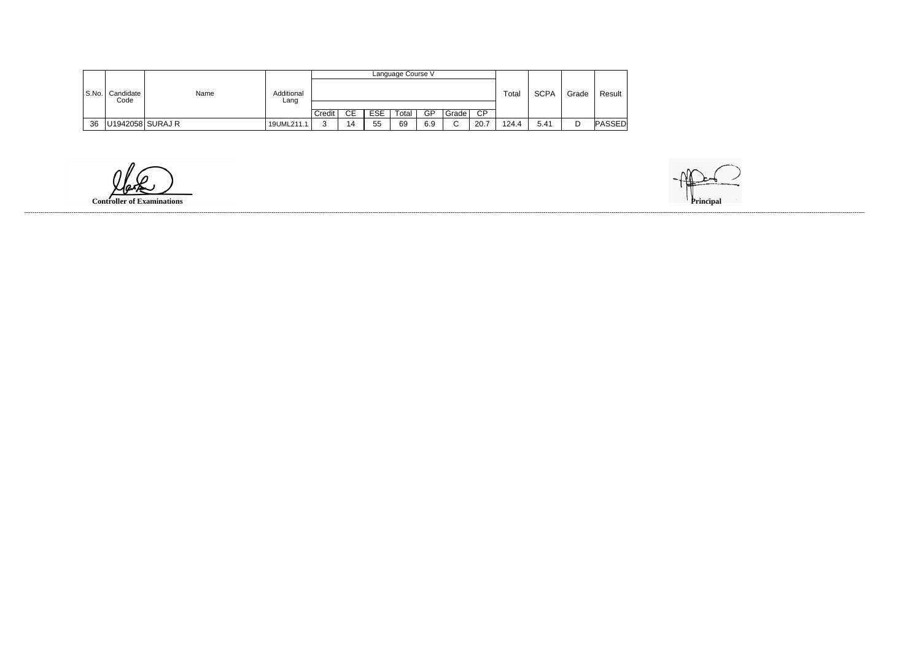| S.No. | Candidate Code | Name | Additional Lang | Language Course V | | | | | | | Total | SCPA | Grade | Result |
|---|---|---|---|---|---|---|---|---|---|---|---|---|---|---|
| | | | | Credit | CE | ESE | Total | GP | Grade | CP | | | | |
| 36 | U1942058 | SURAJ R | 19UML211.1 | 3 | 14 | 55 | 69 | 6.9 | C | 20.7 | 124.4 | 5.41 | D | PASSED |

**Controller of Examinations**

**Principal**